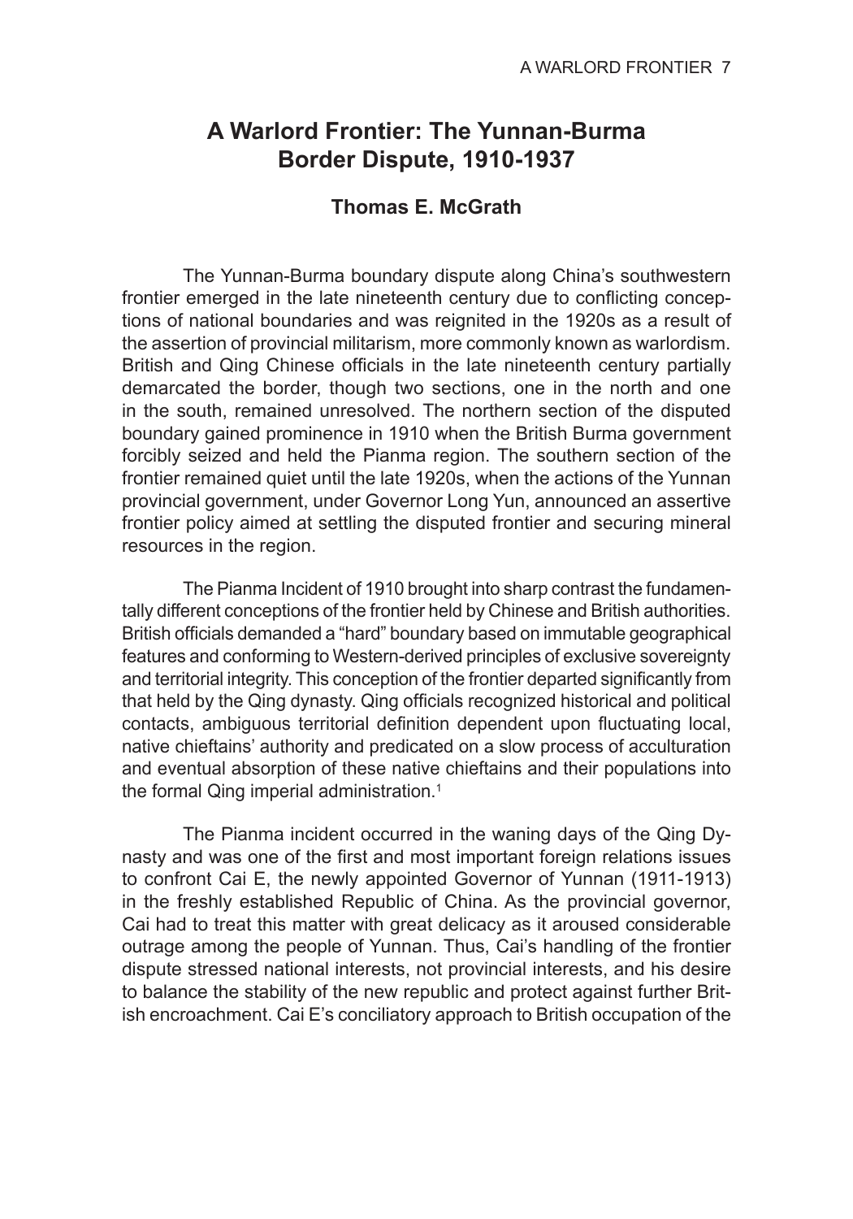# A Warlord Frontier: The Yunnan-Burma Border Dispute, 1910-1937

**Thomas E. McGrath**

The Yunnan-Burma boundary dispute along China's southwestern frontier emerged in the late nineteenth century due to conflicting conceptions of national boundaries and was reignited in the 1920s as a result of the assertion of provincial militarism, more commonly known as warlordism. British and Qing Chinese officials in the late nineteenth century partially demarcated the border, though two sections, one in the north and one in the south, remained unresolved. The northern section of the disputed boundary gained prominence in 1910 when the British Burma government forcibly seized and held the Pianma region. The southern section of the frontier remained quiet until the late 1920s, when the actions of the Yunnan provincial government, under Governor Long Yun, announced an assertive frontier policy aimed at settling the disputed frontier and securing mineral resources in the region.

The Pianma Incident of 1910 brought into sharp contrast the fundamentally different conceptions of the frontier held by Chinese and British authorities. British officials demanded a "hard" boundary based on immutable geographical features and conforming to Western-derived principles of exclusive sovereignty and territorial integrity. This conception of the frontier departed significantly from that held by the Qing dynasty. Qing officials recognized historical and political contacts, ambiguous territorial definition dependent upon fluctuating local, native chieftains' authority and predicated on a slow process of acculturation and eventual absorption of these native chieftains and their populations into the formal Qing imperial administration.[1]

The Pianma incident occurred in the waning days of the Qing Dynasty and was one of the first and most important foreign relations issues to confront Cai E, the newly appointed Governor of Yunnan (1911-1913) in the freshly established Republic of China. As the provincial governor, Cai had to treat this matter with great delicacy as it aroused considerable outrage among the people of Yunnan. Thus, Cai's handling of the frontier dispute stressed national interests, not provincial interests, and his desire to balance the stability of the new republic and protect against further British encroachment. Cai E's conciliatory approach to British occupation of the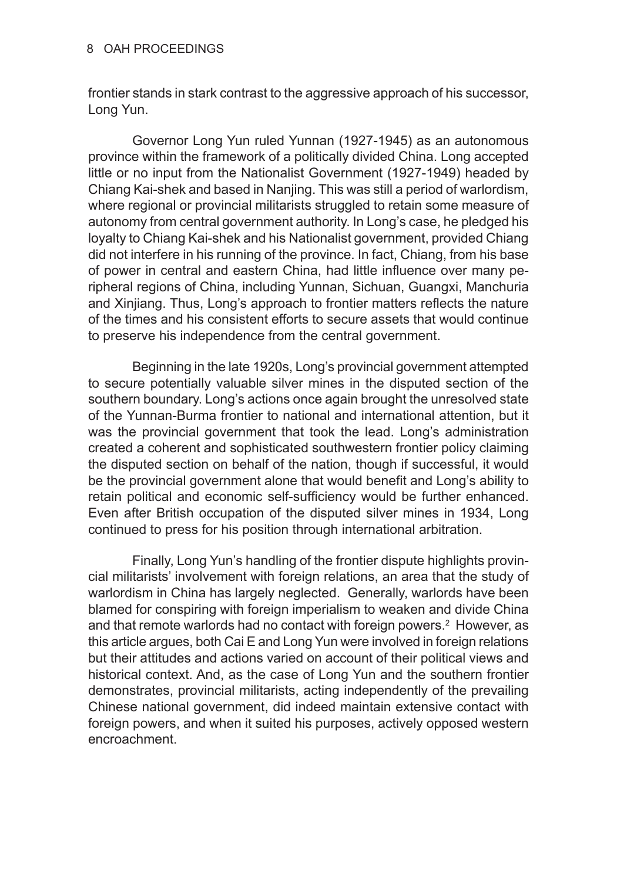frontier stands in stark contrast to the aggressive approach of his successor, Long Yun.

Governor Long Yun ruled Yunnan (1927-1945) as an autonomous province within the framework of a politically divided China. Long accepted little or no input from the Nationalist Government (1927-1949) headed by Chiang Kai-shek and based in Nanjing. This was still a period of warlordism, where regional or provincial militarists struggled to retain some measure of autonomy from central government authority. In Long's case, he pledged his loyalty to Chiang Kai-shek and his Nationalist government, provided Chiang did not interfere in his running of the province. In fact, Chiang, from his base of power in central and eastern China, had little influence over many peripheral regions of China, including Yunnan, Sichuan, Guangxi, Manchuria and Xinjiang. Thus, Long's approach to frontier matters reflects the nature of the times and his consistent efforts to secure assets that would continue to preserve his independence from the central government.

Beginning in the late 1920s, Long's provincial government attempted to secure potentially valuable silver mines in the disputed section of the southern boundary. Long's actions once again brought the unresolved state of the Yunnan-Burma frontier to national and international attention, but it was the provincial government that took the lead. Long's administration created a coherent and sophisticated southwestern frontier policy claiming the disputed section on behalf of the nation, though if successful, it would be the provincial government alone that would benefit and Long's ability to retain political and economic self-sufficiency would be further enhanced. Even after British occupation of the disputed silver mines in 1934, Long continued to press for his position through international arbitration.

Finally, Long Yun's handling of the frontier dispute highlights provincial militarists' involvement with foreign relations, an area that the study of warlordism in China has largely neglected. Generally, warlords have been blamed for conspiring with foreign imperialism to weaken and divide China and that remote warlords had no contact with foreign powers.[2] However, as this article argues, both Cai E and Long Yun were involved in foreign relations but their attitudes and actions varied on account of their political views and historical context. And, as the case of Long Yun and the southern frontier demonstrates, provincial militarists, acting independently of the prevailing Chinese national government, did indeed maintain extensive contact with foreign powers, and when it suited his purposes, actively opposed western encroachment.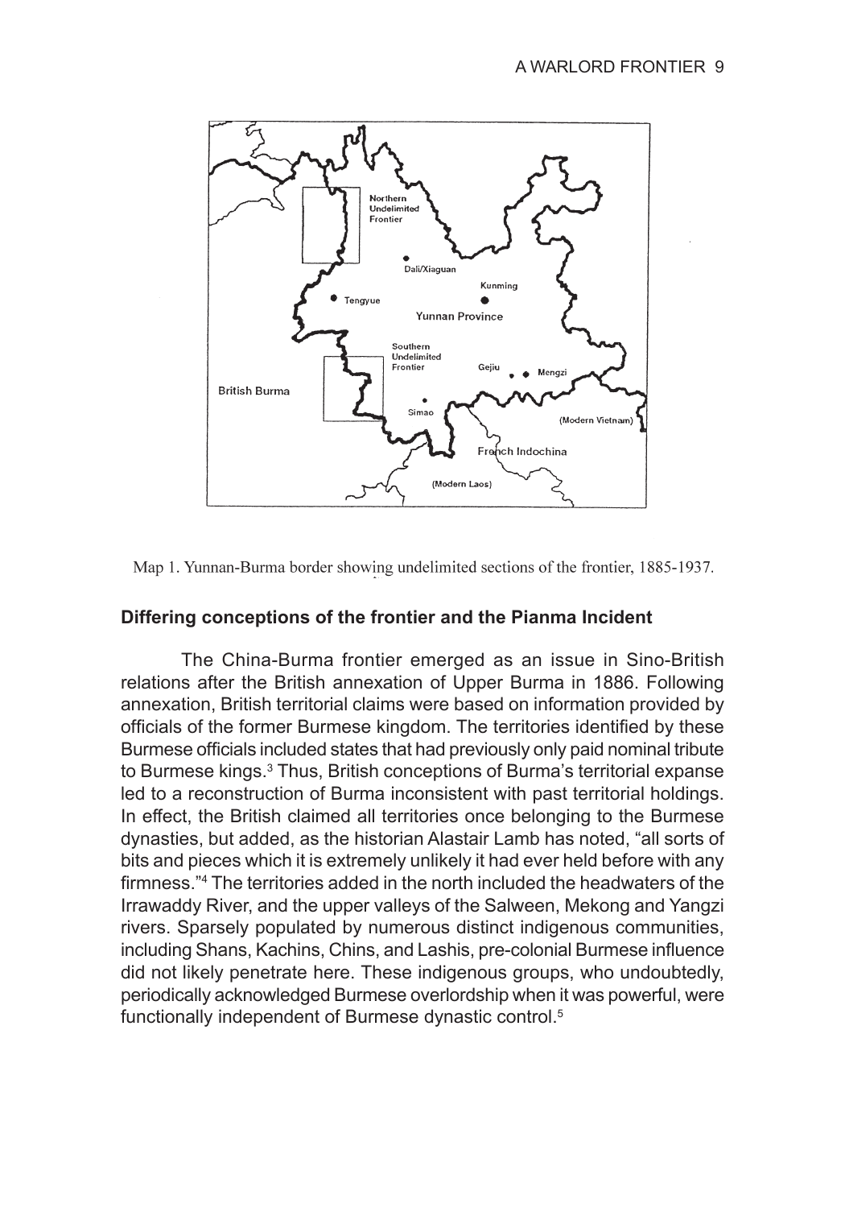Map 1. Yunnan-Burma border showing undelimited sections of the frontier, 1885-1937.

## Differing conceptions of the frontier and the Pianma Incident

The China-Burma frontier emerged as an issue in Sino-British relations after the British annexation of Upper Burma in 1886. Following annexation, British territorial claims were based on information provided by officials of the former Burmese kingdom. The territories identified by these Burmese officials included states that had previously only paid nominal tribute to Burmese kings.[3] Thus, British conceptions of Burma's territorial expanse led to a reconstruction of Burma inconsistent with past territorial holdings. In effect, the British claimed all territories once belonging to the Burmese dynasties, but added, as the historian Alastair Lamb has noted, "all sorts of bits and pieces which it is extremely unlikely it had ever held before with any firmness."[4] The territories added in the north included the headwaters of the Irrawaddy River, and the upper valleys of the Salween, Mekong and Yangzi rivers. Sparsely populated by numerous distinct indigenous communities, including Shans, Kachins, Chins, and Lashis, pre-colonial Burmese influence did not likely penetrate here. These indigenous groups, who undoubtedly, periodically acknowledged Burmese overlordship when it was powerful, were functionally independent of Burmese dynastic control.[5]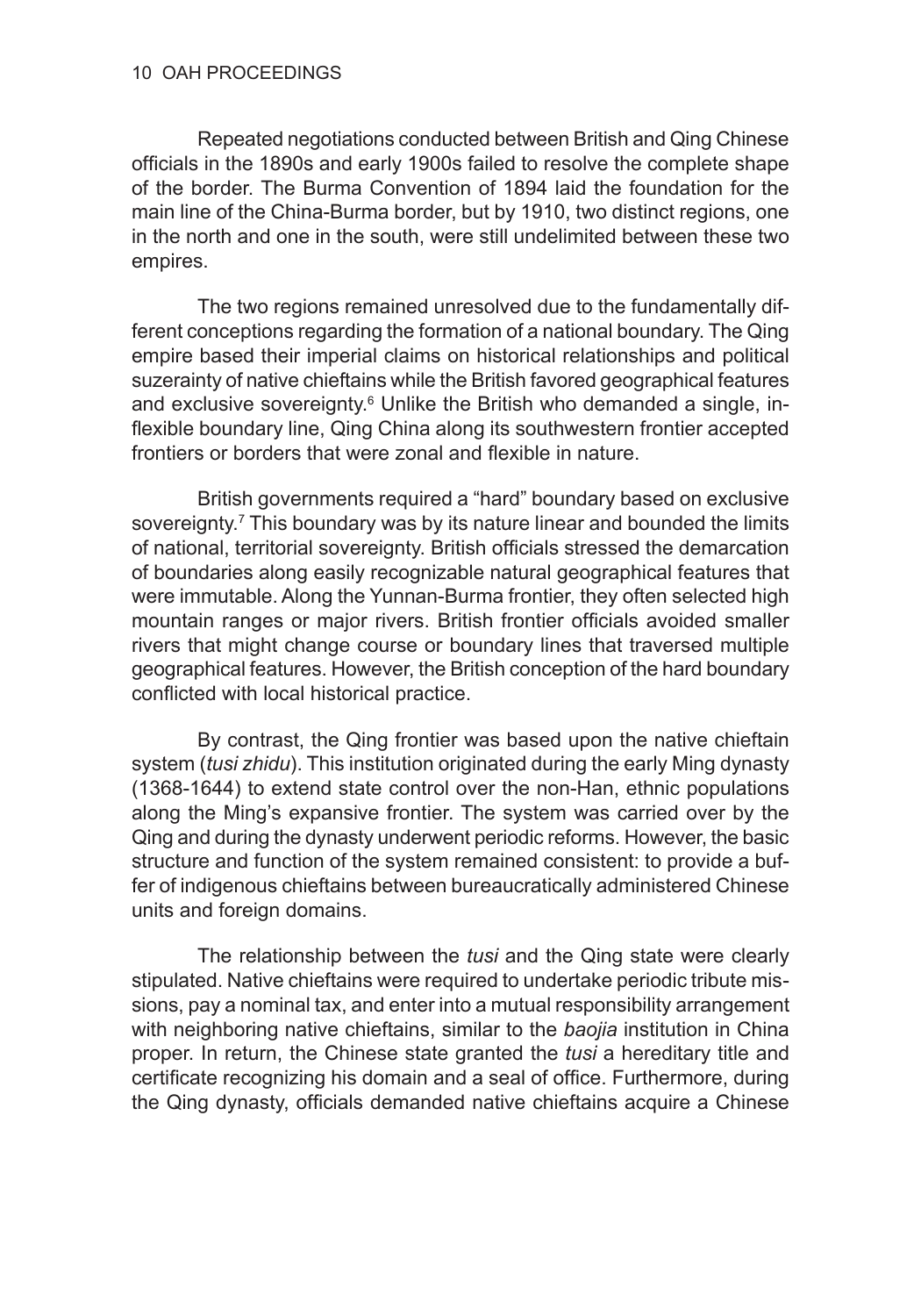Repeated negotiations conducted between British and Qing Chinese officials in the 1890s and early 1900s failed to resolve the complete shape of the border. The Burma Convention of 1894 laid the foundation for the main line of the China-Burma border, but by 1910, two distinct regions, one in the north and one in the south, were still undelimited between these two empires.

The two regions remained unresolved due to the fundamentally different conceptions regarding the formation of a national boundary. The Qing empire based their imperial claims on historical relationships and political suzerainty of native chieftains while the British favored geographical features and exclusive sovereignty.[6] Unlike the British who demanded a single, inflexible boundary line, Qing China along its southwestern frontier accepted frontiers or borders that were zonal and flexible in nature.

British governments required a "hard" boundary based on exclusive sovereignty.[7] This boundary was by its nature linear and bounded the limits of national, territorial sovereignty. British officials stressed the demarcation of boundaries along easily recognizable natural geographical features that were immutable. Along the Yunnan-Burma frontier, they often selected high mountain ranges or major rivers. British frontier officials avoided smaller rivers that might change course or boundary lines that traversed multiple geographical features. However, the British conception of the hard boundary conflicted with local historical practice.

By contrast, the Qing frontier was based upon the native chieftain system (*tusi zhidu*). This institution originated during the early Ming dynasty (1368-1644) to extend state control over the non-Han, ethnic populations along the Ming's expansive frontier. The system was carried over by the Qing and during the dynasty underwent periodic reforms. However, the basic structure and function of the system remained consistent: to provide a buffer of indigenous chieftains between bureaucratically administered Chinese units and foreign domains.

The relationship between the *tusi* and the Qing state were clearly stipulated. Native chieftains were required to undertake periodic tribute missions, pay a nominal tax, and enter into a mutual responsibility arrangement with neighboring native chieftains, similar to the *baojia* institution in China proper. In return, the Chinese state granted the *tusi* a hereditary title and certificate recognizing his domain and a seal of office. Furthermore, during the Qing dynasty, officials demanded native chieftains acquire a Chinese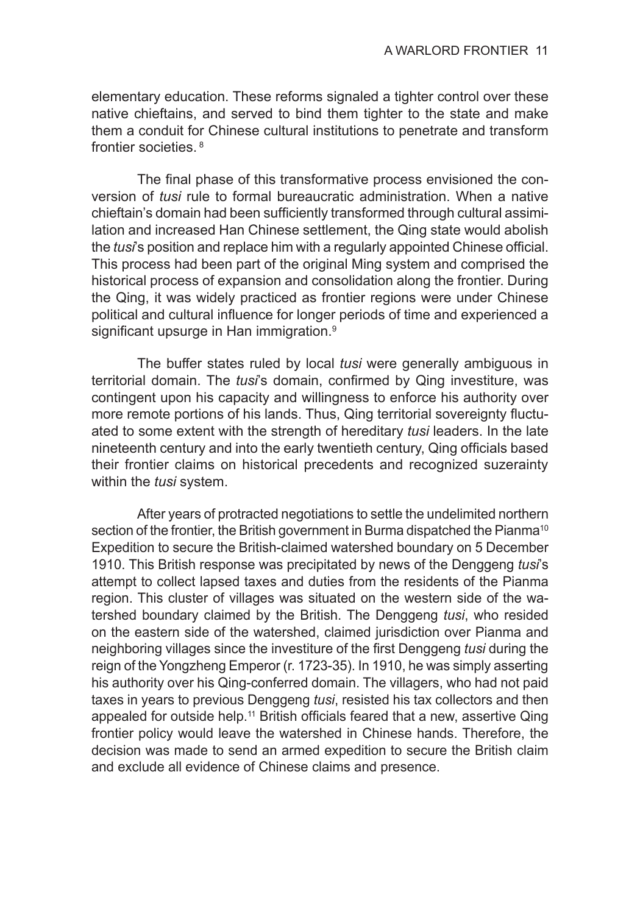elementary education. These reforms signaled a tighter control over these native chieftains, and served to bind them tighter to the state and make them a conduit for Chinese cultural institutions to penetrate and transform frontier societies. [8]

The final phase of this transformative process envisioned the conversion of *tusi* rule to formal bureaucratic administration. When a native chieftain's domain had been sufficiently transformed through cultural assimilation and increased Han Chinese settlement, the Qing state would abolish the *tusi*'s position and replace him with a regularly appointed Chinese official. This process had been part of the original Ming system and comprised the historical process of expansion and consolidation along the frontier. During the Qing, it was widely practiced as frontier regions were under Chinese political and cultural influence for longer periods of time and experienced a significant upsurge in Han immigration.[9]

The buffer states ruled by local *tusi* were generally ambiguous in territorial domain. The *tusi*'s domain, confirmed by Qing investiture, was contingent upon his capacity and willingness to enforce his authority over more remote portions of his lands. Thus, Qing territorial sovereignty fluctuated to some extent with the strength of hereditary *tusi* leaders. In the late nineteenth century and into the early twentieth century, Qing officials based their frontier claims on historical precedents and recognized suzerainty within the *tusi* system.

After years of protracted negotiations to settle the undelimited northern section of the frontier, the British government in Burma dispatched the Pianma[10] Expedition to secure the British-claimed watershed boundary on 5 December 1910. This British response was precipitated by news of the Denggeng *tusi*'s attempt to collect lapsed taxes and duties from the residents of the Pianma region. This cluster of villages was situated on the western side of the watershed boundary claimed by the British. The Denggeng *tusi*, who resided on the eastern side of the watershed, claimed jurisdiction over Pianma and neighboring villages since the investiture of the first Denggeng *tusi* during the reign of the Yongzheng Emperor (r. 1723-35). In 1910, he was simply asserting his authority over his Qing-conferred domain. The villagers, who had not paid taxes in years to previous Denggeng *tusi*, resisted his tax collectors and then appealed for outside help.[11] British officials feared that a new, assertive Qing frontier policy would leave the watershed in Chinese hands. Therefore, the decision was made to send an armed expedition to secure the British claim and exclude all evidence of Chinese claims and presence.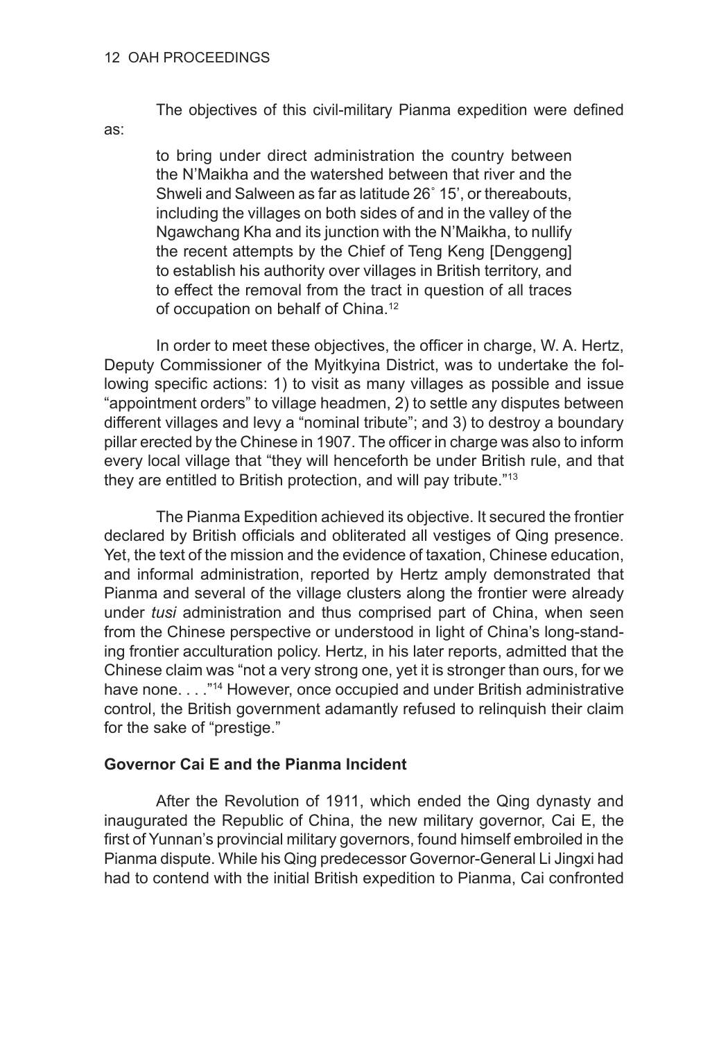The objectives of this civil-military Pianma expedition were defined as:

> to bring under direct administration the country between the N'Maikha and the watershed between that river and the Shweli and Salween as far as latitude 26° 15', or thereabouts, including the villages on both sides of and in the valley of the Ngawchang Kha and its junction with the N'Maikha, to nullify the recent attempts by the Chief of Teng Keng [Denggeng] to establish his authority over villages in British territory, and to effect the removal from the tract in question of all traces of occupation on behalf of China.[12]

In order to meet these objectives, the officer in charge, W. A. Hertz, Deputy Commissioner of the Myitkyina District, was to undertake the following specific actions: 1) to visit as many villages as possible and issue "appointment orders" to village headmen, 2) to settle any disputes between different villages and levy a "nominal tribute"; and 3) to destroy a boundary pillar erected by the Chinese in 1907. The officer in charge was also to inform every local village that "they will henceforth be under British rule, and that they are entitled to British protection, and will pay tribute."[13]

The Pianma Expedition achieved its objective. It secured the frontier declared by British officials and obliterated all vestiges of Qing presence. Yet, the text of the mission and the evidence of taxation, Chinese education, and informal administration, reported by Hertz amply demonstrated that Pianma and several of the village clusters along the frontier were already under *tusi* administration and thus comprised part of China, when seen from the Chinese perspective or understood in light of China's long-standing frontier acculturation policy. Hertz, in his later reports, admitted that the Chinese claim was "not a very strong one, yet it is stronger than ours, for we have none. . . ."[14] However, once occupied and under British administrative control, the British government adamantly refused to relinquish their claim for the sake of "prestige."

## Governor Cai E and the Pianma Incident

After the Revolution of 1911, which ended the Qing dynasty and inaugurated the Republic of China, the new military governor, Cai E, the first of Yunnan's provincial military governors, found himself embroiled in the Pianma dispute. While his Qing predecessor Governor-General Li Jingxi had had to contend with the initial British expedition to Pianma, Cai confronted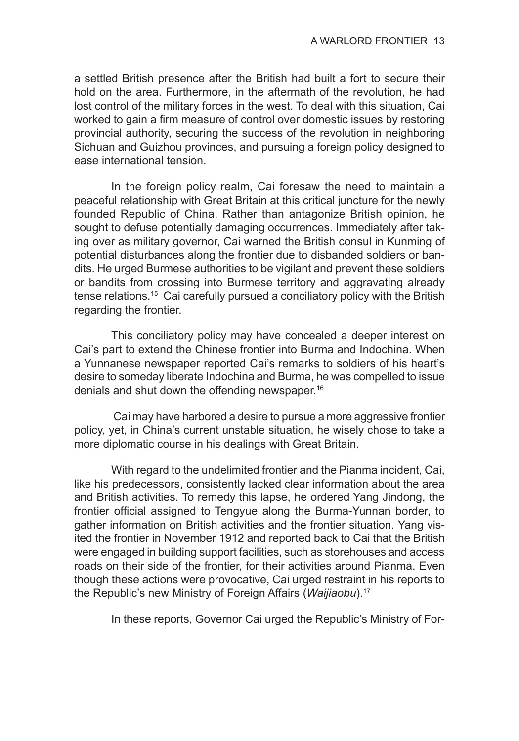a settled British presence after the British had built a fort to secure their hold on the area. Furthermore, in the aftermath of the revolution, he had lost control of the military forces in the west. To deal with this situation, Cai worked to gain a firm measure of control over domestic issues by restoring provincial authority, securing the success of the revolution in neighboring Sichuan and Guizhou provinces, and pursuing a foreign policy designed to ease international tension.

In the foreign policy realm, Cai foresaw the need to maintain a peaceful relationship with Great Britain at this critical juncture for the newly founded Republic of China. Rather than antagonize British opinion, he sought to defuse potentially damaging occurrences. Immediately after taking over as military governor, Cai warned the British consul in Kunming of potential disturbances along the frontier due to disbanded soldiers or bandits. He urged Burmese authorities to be vigilant and prevent these soldiers or bandits from crossing into Burmese territory and aggravating already tense relations.[15] Cai carefully pursued a conciliatory policy with the British regarding the frontier.

This conciliatory policy may have concealed a deeper interest on Cai's part to extend the Chinese frontier into Burma and Indochina. When a Yunnanese newspaper reported Cai's remarks to soldiers of his heart's desire to someday liberate Indochina and Burma, he was compelled to issue denials and shut down the offending newspaper.[16]

Cai may have harbored a desire to pursue a more aggressive frontier policy, yet, in China's current unstable situation, he wisely chose to take a more diplomatic course in his dealings with Great Britain.

With regard to the undelimited frontier and the Pianma incident, Cai, like his predecessors, consistently lacked clear information about the area and British activities. To remedy this lapse, he ordered Yang Jindong, the frontier official assigned to Tengyue along the Burma-Yunnan border, to gather information on British activities and the frontier situation. Yang visited the frontier in November 1912 and reported back to Cai that the British were engaged in building support facilities, such as storehouses and access roads on their side of the frontier, for their activities around Pianma. Even though these actions were provocative, Cai urged restraint in his reports to the Republic's new Ministry of Foreign Affairs (*Waijiaobu*).[17]

In these reports, Governor Cai urged the Republic's Ministry of For-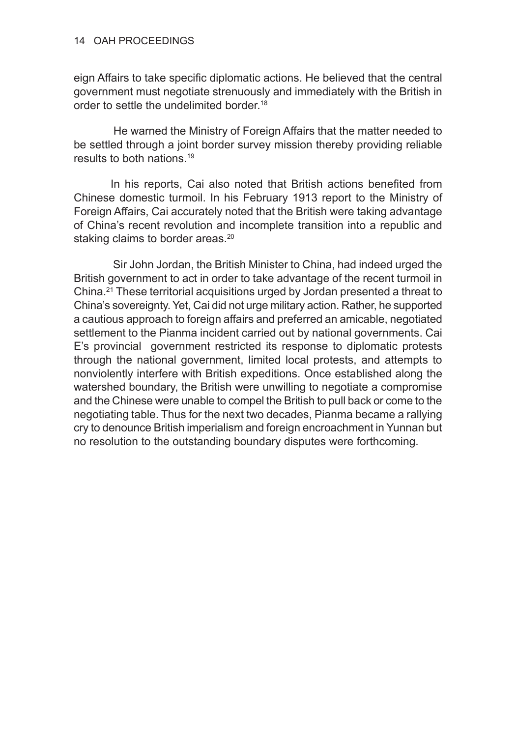eign Affairs to take specific diplomatic actions. He believed that the central government must negotiate strenuously and immediately with the British in order to settle the undelimited border.[18]

He warned the Ministry of Foreign Affairs that the matter needed to be settled through a joint border survey mission thereby providing reliable results to both nations.[19]

In his reports, Cai also noted that British actions benefited from Chinese domestic turmoil. In his February 1913 report to the Ministry of Foreign Affairs, Cai accurately noted that the British were taking advantage of China's recent revolution and incomplete transition into a republic and staking claims to border areas.[20]

Sir John Jordan, the British Minister to China, had indeed urged the British government to act in order to take advantage of the recent turmoil in China.[21] These territorial acquisitions urged by Jordan presented a threat to China's sovereignty. Yet, Cai did not urge military action. Rather, he supported a cautious approach to foreign affairs and preferred an amicable, negotiated settlement to the Pianma incident carried out by national governments. Cai E's provincial government restricted its response to diplomatic protests through the national government, limited local protests, and attempts to nonviolently interfere with British expeditions. Once established along the watershed boundary, the British were unwilling to negotiate a compromise and the Chinese were unable to compel the British to pull back or come to the negotiating table. Thus for the next two decades, Pianma became a rallying cry to denounce British imperialism and foreign encroachment in Yunnan but no resolution to the outstanding boundary disputes were forthcoming.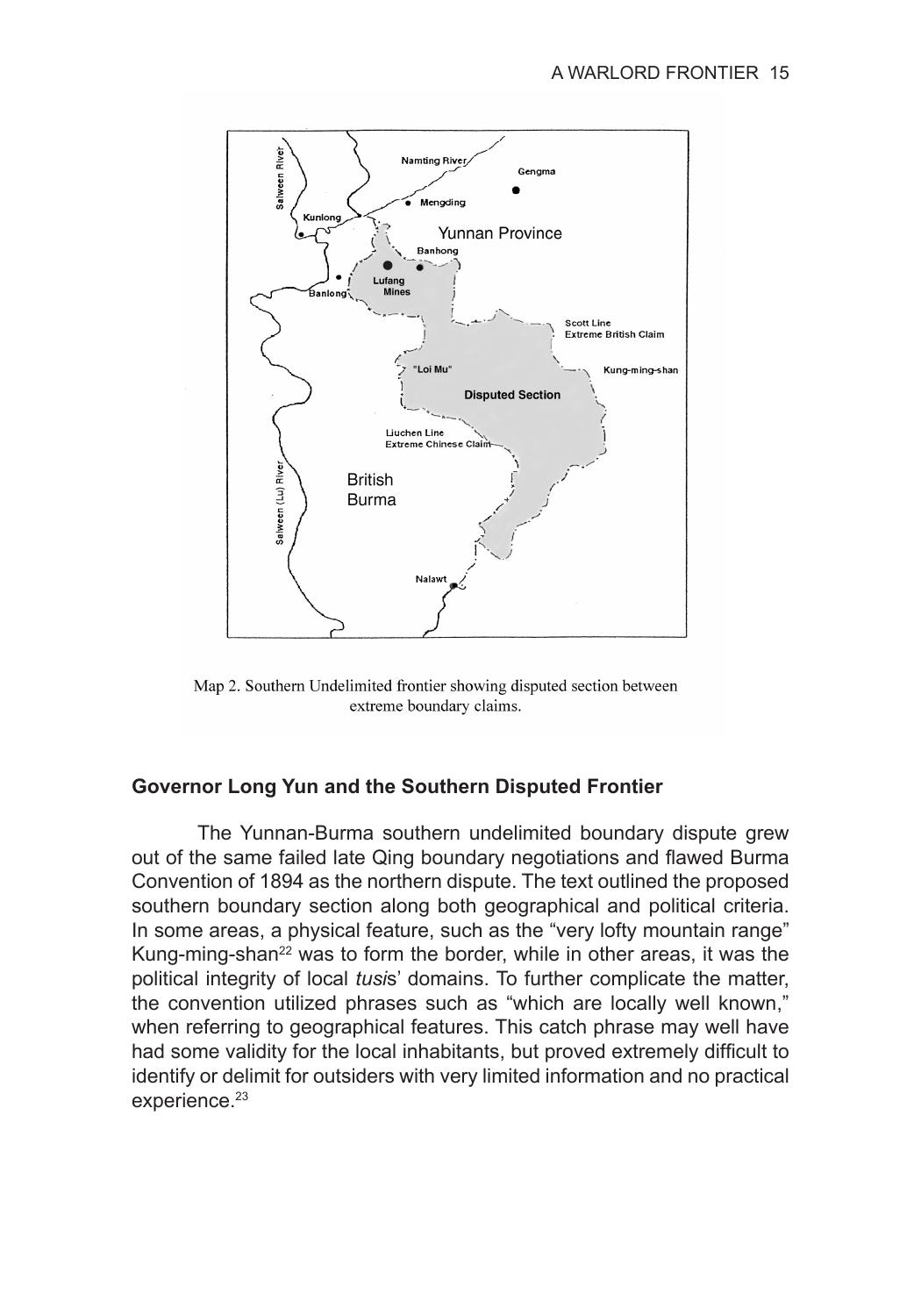Map 2. Southern Undelimited frontier showing disputed section between extreme boundary claims.

## Governor Long Yun and the Southern Disputed Frontier

The Yunnan-Burma southern undelimited boundary dispute grew out of the same failed late Qing boundary negotiations and flawed Burma Convention of 1894 as the northern dispute. The text outlined the proposed southern boundary section along both geographical and political criteria. In some areas, a physical feature, such as the "very lofty mountain range" Kung-ming-shan[22] was to form the border, while in other areas, it was the political integrity of local *tusi*s' domains. To further complicate the matter, the convention utilized phrases such as "which are locally well known," when referring to geographical features. This catch phrase may well have had some validity for the local inhabitants, but proved extremely difficult to identify or delimit for outsiders with very limited information and no practical experience.[23]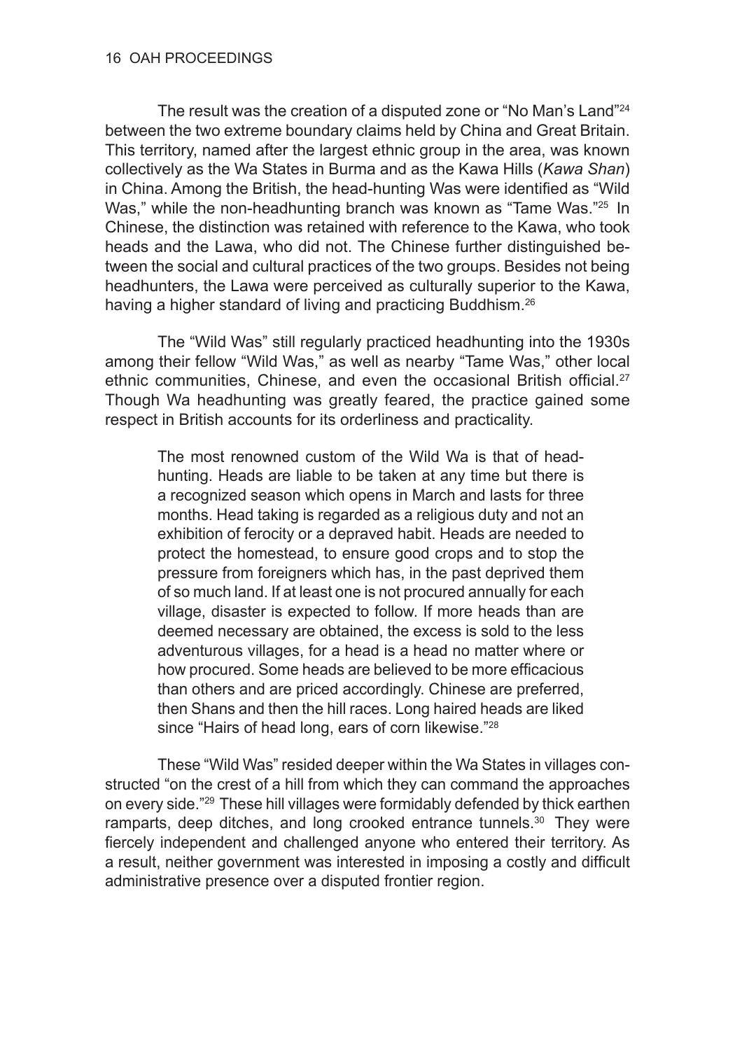The result was the creation of a disputed zone or "No Man's Land"[24] between the two extreme boundary claims held by China and Great Britain. This territory, named after the largest ethnic group in the area, was known collectively as the Wa States in Burma and as the Kawa Hills (*Kawa Shan*) in China. Among the British, the head-hunting Was were identified as "Wild Was," while the non-headhunting branch was known as "Tame Was."[25] In Chinese, the distinction was retained with reference to the Kawa, who took heads and the Lawa, who did not. The Chinese further distinguished between the social and cultural practices of the two groups. Besides not being headhunters, the Lawa were perceived as culturally superior to the Kawa, having a higher standard of living and practicing Buddhism.[26]

The "Wild Was" still regularly practiced headhunting into the 1930s among their fellow "Wild Was," as well as nearby "Tame Was," other local ethnic communities, Chinese, and even the occasional British official.[27] Though Wa headhunting was greatly feared, the practice gained some respect in British accounts for its orderliness and practicality.

> The most renowned custom of the Wild Wa is that of head-hunting. Heads are liable to be taken at any time but there is a recognized season which opens in March and lasts for three months. Head taking is regarded as a religious duty and not an exhibition of ferocity or a depraved habit. Heads are needed to protect the homestead, to ensure good crops and to stop the pressure from foreigners which has, in the past deprived them of so much land. If at least one is not procured annually for each village, disaster is expected to follow. If more heads than are deemed necessary are obtained, the excess is sold to the less adventurous villages, for a head is a head no matter where or how procured. Some heads are believed to be more efficacious than others and are priced accordingly. Chinese are preferred, then Shans and then the hill races. Long haired heads are liked since "Hairs of head long, ears of corn likewise."[28]

These "Wild Was" resided deeper within the Wa States in villages constructed "on the crest of a hill from which they can command the approaches on every side."[29] These hill villages were formidably defended by thick earthen ramparts, deep ditches, and long crooked entrance tunnels.[30] They were fiercely independent and challenged anyone who entered their territory. As a result, neither government was interested in imposing a costly and difficult administrative presence over a disputed frontier region.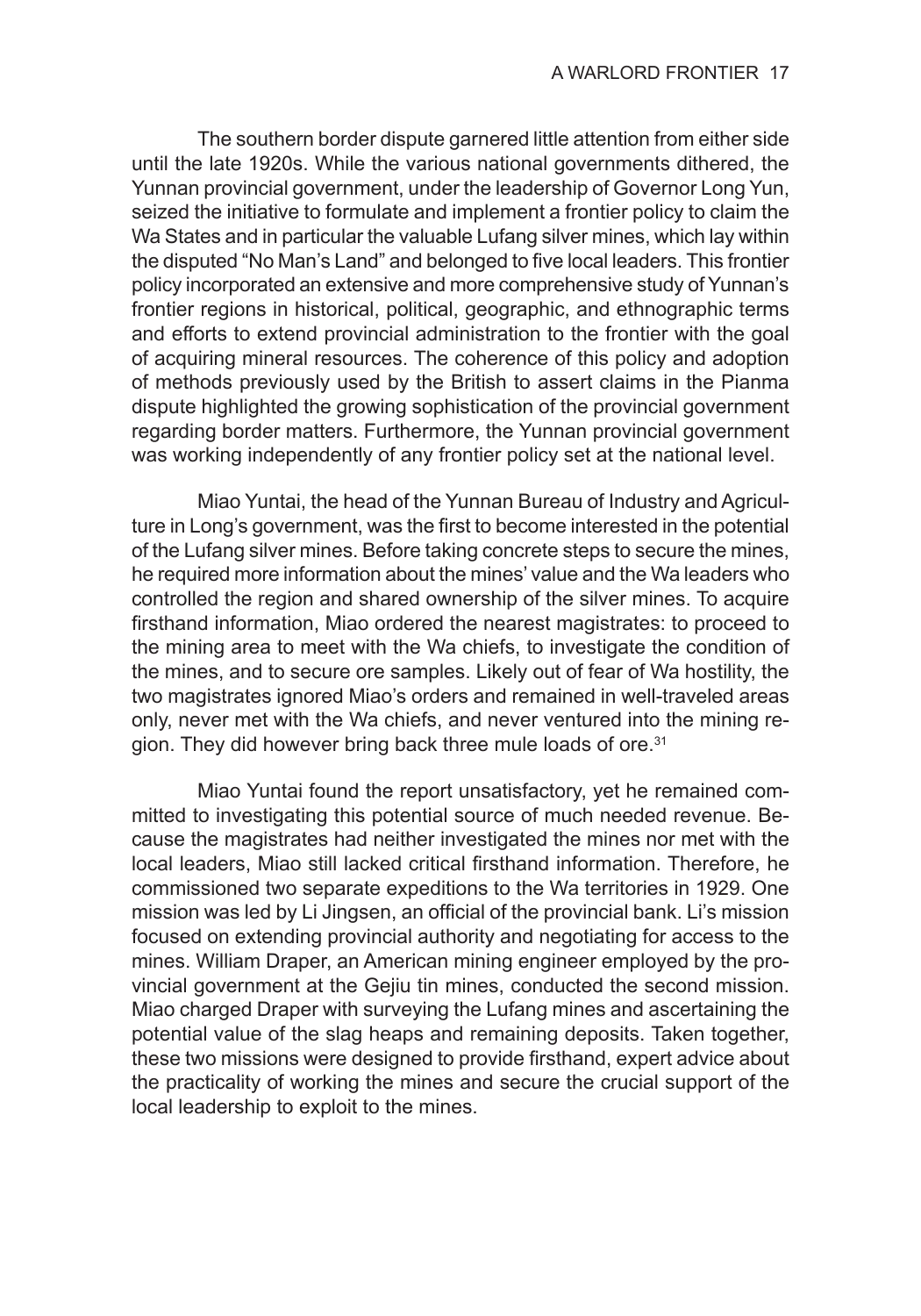The southern border dispute garnered little attention from either side until the late 1920s. While the various national governments dithered, the Yunnan provincial government, under the leadership of Governor Long Yun, seized the initiative to formulate and implement a frontier policy to claim the Wa States and in particular the valuable Lufang silver mines, which lay within the disputed "No Man's Land" and belonged to five local leaders. This frontier policy incorporated an extensive and more comprehensive study of Yunnan's frontier regions in historical, political, geographic, and ethnographic terms and efforts to extend provincial administration to the frontier with the goal of acquiring mineral resources. The coherence of this policy and adoption of methods previously used by the British to assert claims in the Pianma dispute highlighted the growing sophistication of the provincial government regarding border matters. Furthermore, the Yunnan provincial government was working independently of any frontier policy set at the national level.

Miao Yuntai, the head of the Yunnan Bureau of Industry and Agriculture in Long's government, was the first to become interested in the potential of the Lufang silver mines. Before taking concrete steps to secure the mines, he required more information about the mines' value and the Wa leaders who controlled the region and shared ownership of the silver mines. To acquire firsthand information, Miao ordered the nearest magistrates: to proceed to the mining area to meet with the Wa chiefs, to investigate the condition of the mines, and to secure ore samples. Likely out of fear of Wa hostility, the two magistrates ignored Miao's orders and remained in well-traveled areas only, never met with the Wa chiefs, and never ventured into the mining region. They did however bring back three mule loads of ore.[31]

Miao Yuntai found the report unsatisfactory, yet he remained committed to investigating this potential source of much needed revenue. Because the magistrates had neither investigated the mines nor met with the local leaders, Miao still lacked critical firsthand information. Therefore, he commissioned two separate expeditions to the Wa territories in 1929. One mission was led by Li Jingsen, an official of the provincial bank. Li's mission focused on extending provincial authority and negotiating for access to the mines. William Draper, an American mining engineer employed by the provincial government at the Gejiu tin mines, conducted the second mission. Miao charged Draper with surveying the Lufang mines and ascertaining the potential value of the slag heaps and remaining deposits. Taken together, these two missions were designed to provide firsthand, expert advice about the practicality of working the mines and secure the crucial support of the local leadership to exploit to the mines.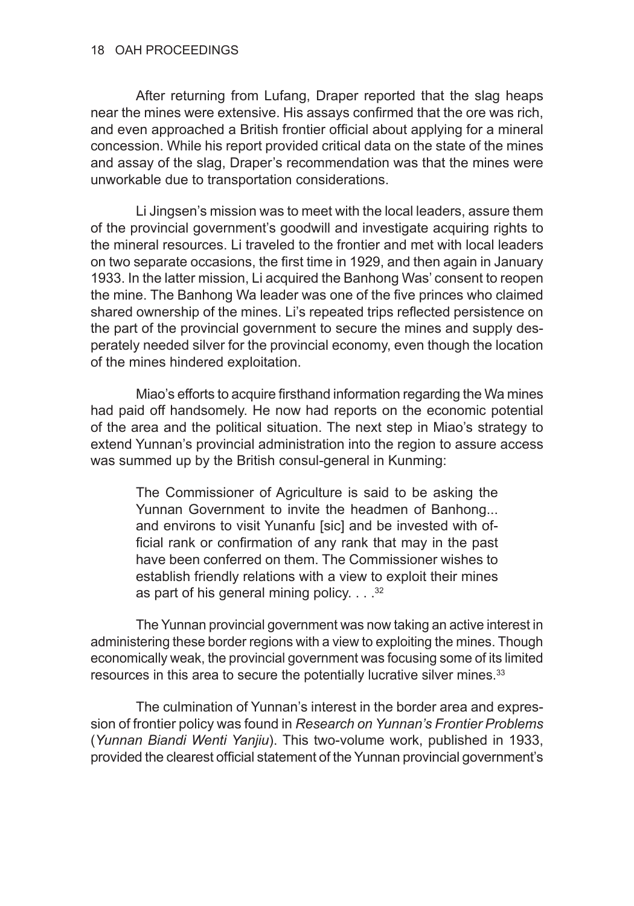After returning from Lufang, Draper reported that the slag heaps near the mines were extensive. His assays confirmed that the ore was rich, and even approached a British frontier official about applying for a mineral concession. While his report provided critical data on the state of the mines and assay of the slag, Draper's recommendation was that the mines were unworkable due to transportation considerations.

Li Jingsen's mission was to meet with the local leaders, assure them of the provincial government's goodwill and investigate acquiring rights to the mineral resources. Li traveled to the frontier and met with local leaders on two separate occasions, the first time in 1929, and then again in January 1933. In the latter mission, Li acquired the Banhong Was' consent to reopen the mine. The Banhong Wa leader was one of the five princes who claimed shared ownership of the mines. Li's repeated trips reflected persistence on the part of the provincial government to secure the mines and supply desperately needed silver for the provincial economy, even though the location of the mines hindered exploitation.

Miao's efforts to acquire firsthand information regarding the Wa mines had paid off handsomely. He now had reports on the economic potential of the area and the political situation. The next step in Miao's strategy to extend Yunnan's provincial administration into the region to assure access was summed up by the British consul-general in Kunming:

> The Commissioner of Agriculture is said to be asking the Yunnan Government to invite the headmen of Banhong... and environs to visit Yunanfu [sic] and be invested with official rank or confirmation of any rank that may in the past have been conferred on them. The Commissioner wishes to establish friendly relations with a view to exploit their mines as part of his general mining policy. . . .[32]

The Yunnan provincial government was now taking an active interest in administering these border regions with a view to exploiting the mines. Though economically weak, the provincial government was focusing some of its limited resources in this area to secure the potentially lucrative silver mines.[33]

The culmination of Yunnan's interest in the border area and expression of frontier policy was found in *Research on Yunnan's Frontier Problems* (*Yunnan Biandi Wenti Yanjiu*). This two-volume work, published in 1933, provided the clearest official statement of the Yunnan provincial government's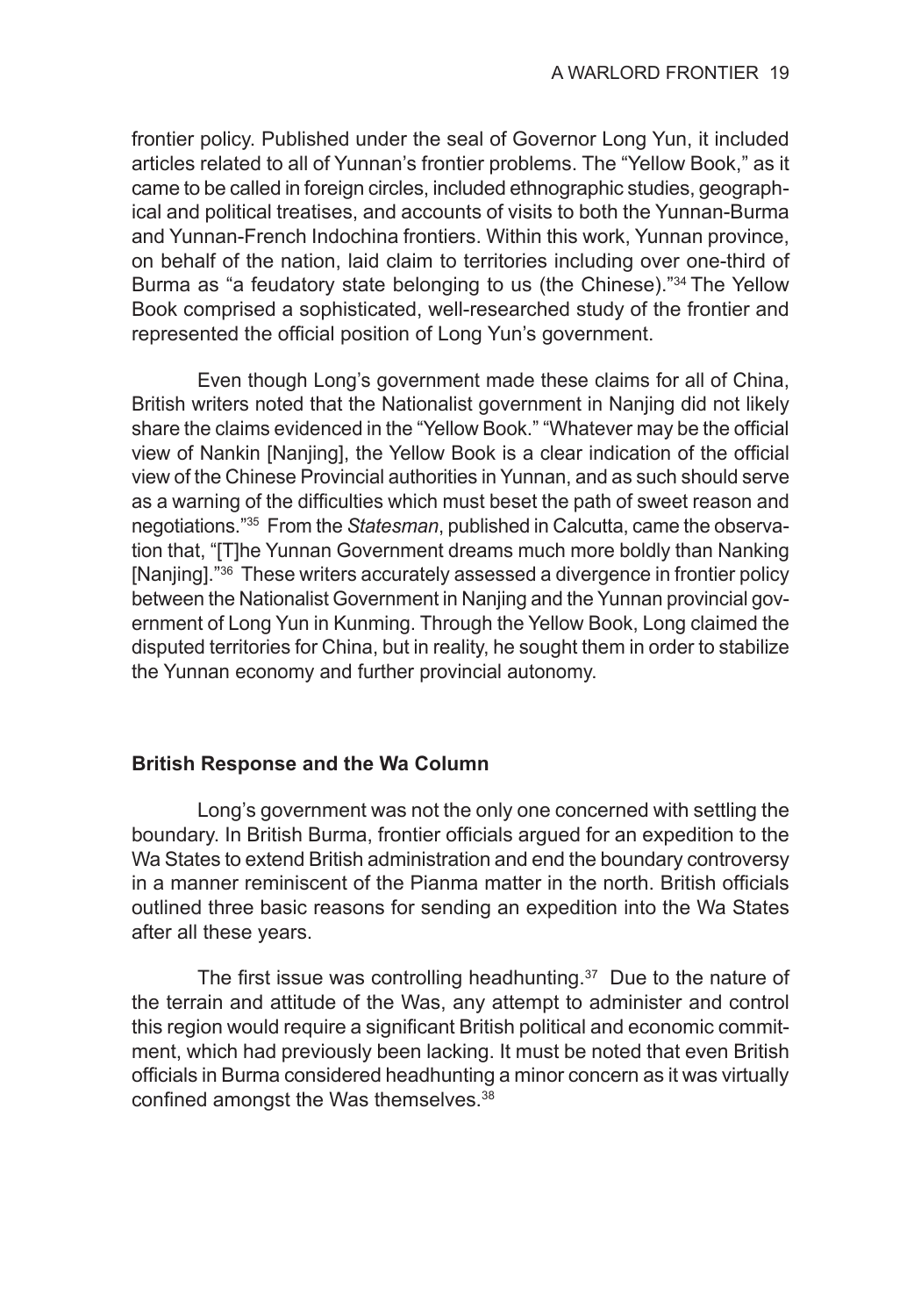frontier policy. Published under the seal of Governor Long Yun, it included articles related to all of Yunnan's frontier problems. The "Yellow Book," as it came to be called in foreign circles, included ethnographic studies, geographical and political treatises, and accounts of visits to both the Yunnan-Burma and Yunnan-French Indochina frontiers. Within this work, Yunnan province, on behalf of the nation, laid claim to territories including over one-third of Burma as "a feudatory state belonging to us (the Chinese)."[34] The Yellow Book comprised a sophisticated, well-researched study of the frontier and represented the official position of Long Yun's government.

Even though Long's government made these claims for all of China, British writers noted that the Nationalist government in Nanjing did not likely share the claims evidenced in the "Yellow Book." "Whatever may be the official view of Nankin [Nanjing], the Yellow Book is a clear indication of the official view of the Chinese Provincial authorities in Yunnan, and as such should serve as a warning of the difficulties which must beset the path of sweet reason and negotiations."[35] From the *Statesman*, published in Calcutta, came the observation that, "[T]he Yunnan Government dreams much more boldly than Nanking [Nanjing]."[36] These writers accurately assessed a divergence in frontier policy between the Nationalist Government in Nanjing and the Yunnan provincial government of Long Yun in Kunming. Through the Yellow Book, Long claimed the disputed territories for China, but in reality, he sought them in order to stabilize the Yunnan economy and further provincial autonomy.

## British Response and the Wa Column

Long's government was not the only one concerned with settling the boundary. In British Burma, frontier officials argued for an expedition to the Wa States to extend British administration and end the boundary controversy in a manner reminiscent of the Pianma matter in the north. British officials outlined three basic reasons for sending an expedition into the Wa States after all these years.

The first issue was controlling headhunting.[37] Due to the nature of the terrain and attitude of the Was, any attempt to administer and control this region would require a significant British political and economic commitment, which had previously been lacking. It must be noted that even British officials in Burma considered headhunting a minor concern as it was virtually confined amongst the Was themselves.[38]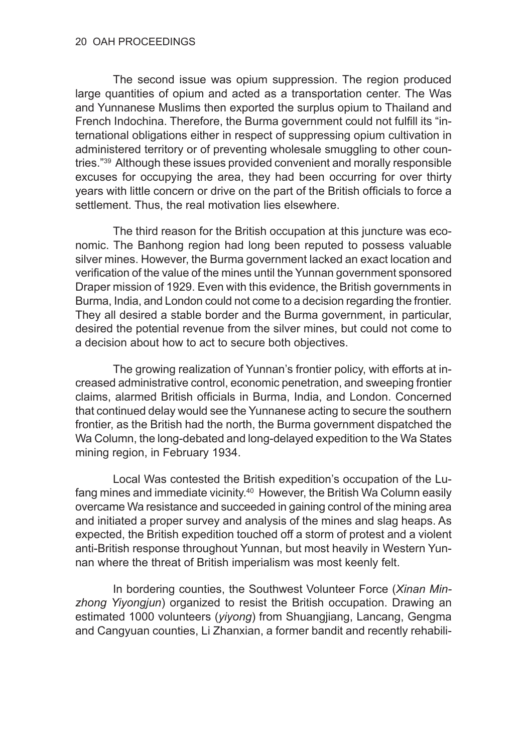The second issue was opium suppression. The region produced large quantities of opium and acted as a transportation center. The Was and Yunnanese Muslims then exported the surplus opium to Thailand and French Indochina. Therefore, the Burma government could not fulfill its "international obligations either in respect of suppressing opium cultivation in administered territory or of preventing wholesale smuggling to other countries."[39] Although these issues provided convenient and morally responsible excuses for occupying the area, they had been occurring for over thirty years with little concern or drive on the part of the British officials to force a settlement. Thus, the real motivation lies elsewhere.

The third reason for the British occupation at this juncture was economic. The Banhong region had long been reputed to possess valuable silver mines. However, the Burma government lacked an exact location and verification of the value of the mines until the Yunnan government sponsored Draper mission of 1929. Even with this evidence, the British governments in Burma, India, and London could not come to a decision regarding the frontier. They all desired a stable border and the Burma government, in particular, desired the potential revenue from the silver mines, but could not come to a decision about how to act to secure both objectives.

The growing realization of Yunnan's frontier policy, with efforts at increased administrative control, economic penetration, and sweeping frontier claims, alarmed British officials in Burma, India, and London. Concerned that continued delay would see the Yunnanese acting to secure the southern frontier, as the British had the north, the Burma government dispatched the Wa Column, the long-debated and long-delayed expedition to the Wa States mining region, in February 1934.

Local Was contested the British expedition's occupation of the Lufang mines and immediate vicinity.[40] However, the British Wa Column easily overcame Wa resistance and succeeded in gaining control of the mining area and initiated a proper survey and analysis of the mines and slag heaps. As expected, the British expedition touched off a storm of protest and a violent anti-British response throughout Yunnan, but most heavily in Western Yunnan where the threat of British imperialism was most keenly felt.

In bordering counties, the Southwest Volunteer Force (*Xinan Minzhong Yiyongjun*) organized to resist the British occupation. Drawing an estimated 1000 volunteers (*yiyong*) from Shuangjiang, Lancang, Gengma and Cangyuan counties, Li Zhanxian, a former bandit and recently rehabili-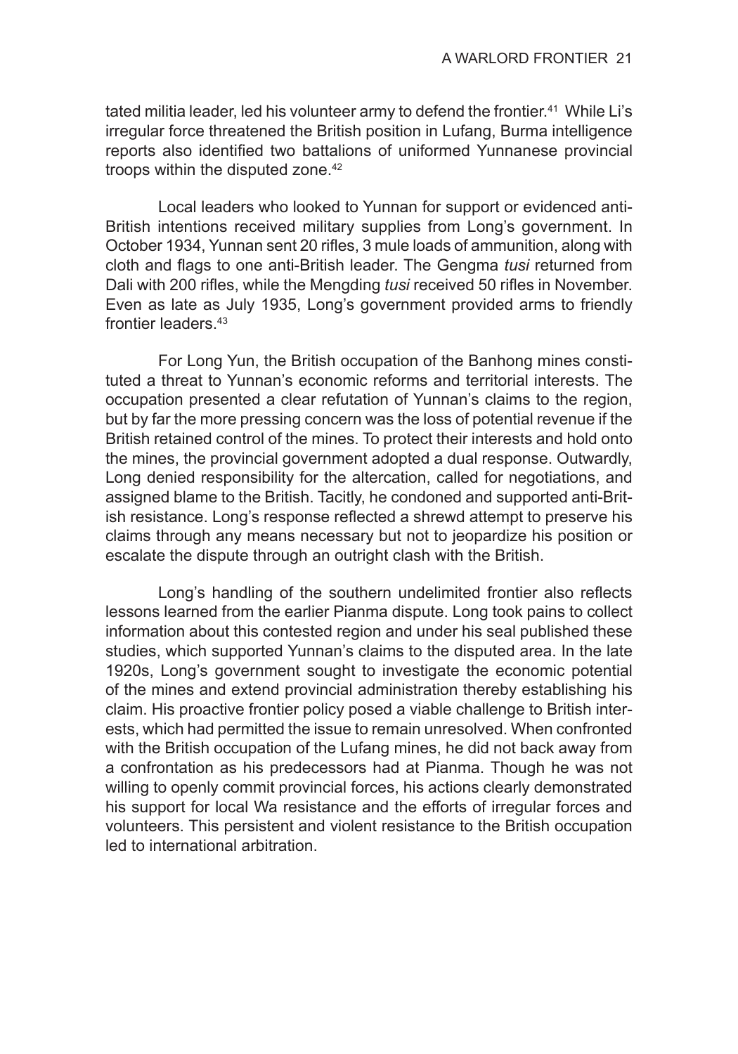tated militia leader, led his volunteer army to defend the frontier.[41] While Li's irregular force threatened the British position in Lufang, Burma intelligence reports also identified two battalions of uniformed Yunnanese provincial troops within the disputed zone.[42]

Local leaders who looked to Yunnan for support or evidenced anti-British intentions received military supplies from Long's government. In October 1934, Yunnan sent 20 rifles, 3 mule loads of ammunition, along with cloth and flags to one anti-British leader. The Gengma *tusi* returned from Dali with 200 rifles, while the Mengding *tusi* received 50 rifles in November. Even as late as July 1935, Long's government provided arms to friendly frontier leaders.[43]

For Long Yun, the British occupation of the Banhong mines constituted a threat to Yunnan's economic reforms and territorial interests. The occupation presented a clear refutation of Yunnan's claims to the region, but by far the more pressing concern was the loss of potential revenue if the British retained control of the mines. To protect their interests and hold onto the mines, the provincial government adopted a dual response. Outwardly, Long denied responsibility for the altercation, called for negotiations, and assigned blame to the British. Tacitly, he condoned and supported anti-British resistance. Long's response reflected a shrewd attempt to preserve his claims through any means necessary but not to jeopardize his position or escalate the dispute through an outright clash with the British.

Long's handling of the southern undelimited frontier also reflects lessons learned from the earlier Pianma dispute. Long took pains to collect information about this contested region and under his seal published these studies, which supported Yunnan's claims to the disputed area. In the late 1920s, Long's government sought to investigate the economic potential of the mines and extend provincial administration thereby establishing his claim. His proactive frontier policy posed a viable challenge to British interests, which had permitted the issue to remain unresolved. When confronted with the British occupation of the Lufang mines, he did not back away from a confrontation as his predecessors had at Pianma. Though he was not willing to openly commit provincial forces, his actions clearly demonstrated his support for local Wa resistance and the efforts of irregular forces and volunteers. This persistent and violent resistance to the British occupation led to international arbitration.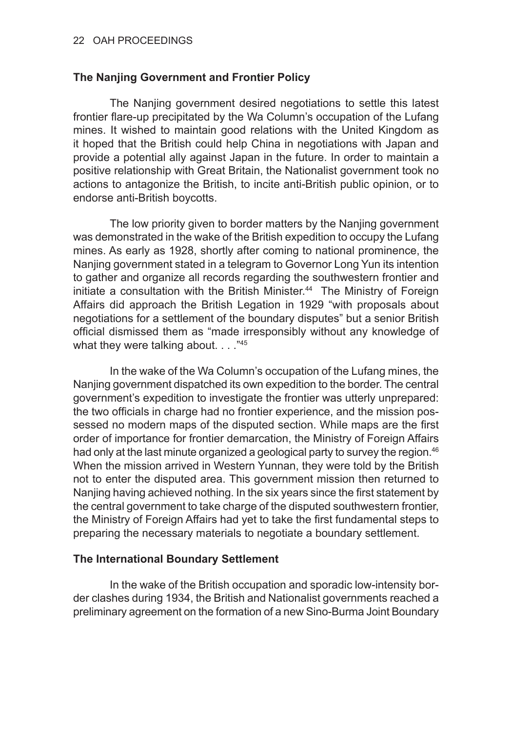### The Nanjing Government and Frontier Policy

The Nanjing government desired negotiations to settle this latest frontier flare-up precipitated by the Wa Column's occupation of the Lufang mines. It wished to maintain good relations with the United Kingdom as it hoped that the British could help China in negotiations with Japan and provide a potential ally against Japan in the future. In order to maintain a positive relationship with Great Britain, the Nationalist government took no actions to antagonize the British, to incite anti-British public opinion, or to endorse anti-British boycotts.

The low priority given to border matters by the Nanjing government was demonstrated in the wake of the British expedition to occupy the Lufang mines. As early as 1928, shortly after coming to national prominence, the Nanjing government stated in a telegram to Governor Long Yun its intention to gather and organize all records regarding the southwestern frontier and initiate a consultation with the British Minister.[44] The Ministry of Foreign Affairs did approach the British Legation in 1929 "with proposals about negotiations for a settlement of the boundary disputes" but a senior British official dismissed them as "made irresponsibly without any knowledge of what they were talking about. . . ."[45]

In the wake of the Wa Column's occupation of the Lufang mines, the Nanjing government dispatched its own expedition to the border. The central government's expedition to investigate the frontier was utterly unprepared: the two officials in charge had no frontier experience, and the mission possessed no modern maps of the disputed section. While maps are the first order of importance for frontier demarcation, the Ministry of Foreign Affairs had only at the last minute organized a geological party to survey the region.[46] When the mission arrived in Western Yunnan, they were told by the British not to enter the disputed area. This government mission then returned to Nanjing having achieved nothing. In the six years since the first statement by the central government to take charge of the disputed southwestern frontier, the Ministry of Foreign Affairs had yet to take the first fundamental steps to preparing the necessary materials to negotiate a boundary settlement.

### The International Boundary Settlement

In the wake of the British occupation and sporadic low-intensity border clashes during 1934, the British and Nationalist governments reached a preliminary agreement on the formation of a new Sino-Burma Joint Boundary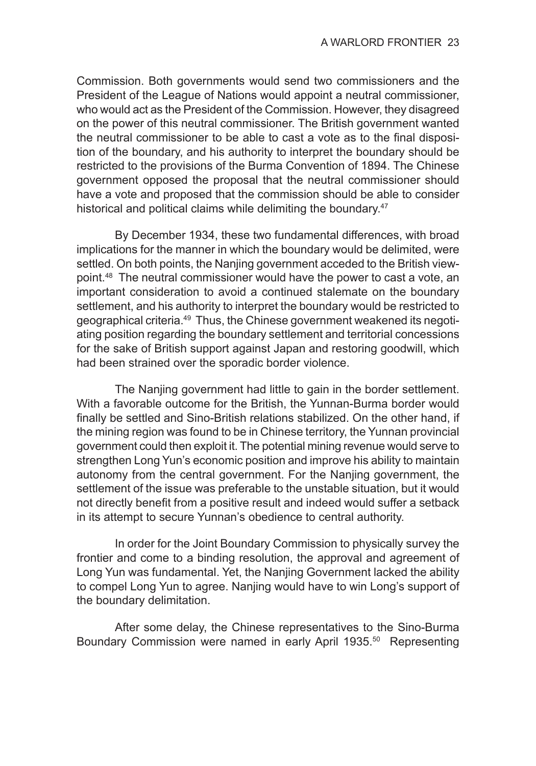Commission. Both governments would send two commissioners and the President of the League of Nations would appoint a neutral commissioner, who would act as the President of the Commission. However, they disagreed on the power of this neutral commissioner. The British government wanted the neutral commissioner to be able to cast a vote as to the final disposition of the boundary, and his authority to interpret the boundary should be restricted to the provisions of the Burma Convention of 1894. The Chinese government opposed the proposal that the neutral commissioner should have a vote and proposed that the commission should be able to consider historical and political claims while delimiting the boundary.[47]

By December 1934, these two fundamental differences, with broad implications for the manner in which the boundary would be delimited, were settled. On both points, the Nanjing government acceded to the British viewpoint.[48] The neutral commissioner would have the power to cast a vote, an important consideration to avoid a continued stalemate on the boundary settlement, and his authority to interpret the boundary would be restricted to geographical criteria.[49] Thus, the Chinese government weakened its negotiating position regarding the boundary settlement and territorial concessions for the sake of British support against Japan and restoring goodwill, which had been strained over the sporadic border violence.

The Nanjing government had little to gain in the border settlement. With a favorable outcome for the British, the Yunnan-Burma border would finally be settled and Sino-British relations stabilized. On the other hand, if the mining region was found to be in Chinese territory, the Yunnan provincial government could then exploit it. The potential mining revenue would serve to strengthen Long Yun's economic position and improve his ability to maintain autonomy from the central government. For the Nanjing government, the settlement of the issue was preferable to the unstable situation, but it would not directly benefit from a positive result and indeed would suffer a setback in its attempt to secure Yunnan's obedience to central authority.

In order for the Joint Boundary Commission to physically survey the frontier and come to a binding resolution, the approval and agreement of Long Yun was fundamental. Yet, the Nanjing Government lacked the ability to compel Long Yun to agree. Nanjing would have to win Long's support of the boundary delimitation.

After some delay, the Chinese representatives to the Sino-Burma Boundary Commission were named in early April 1935.[50] Representing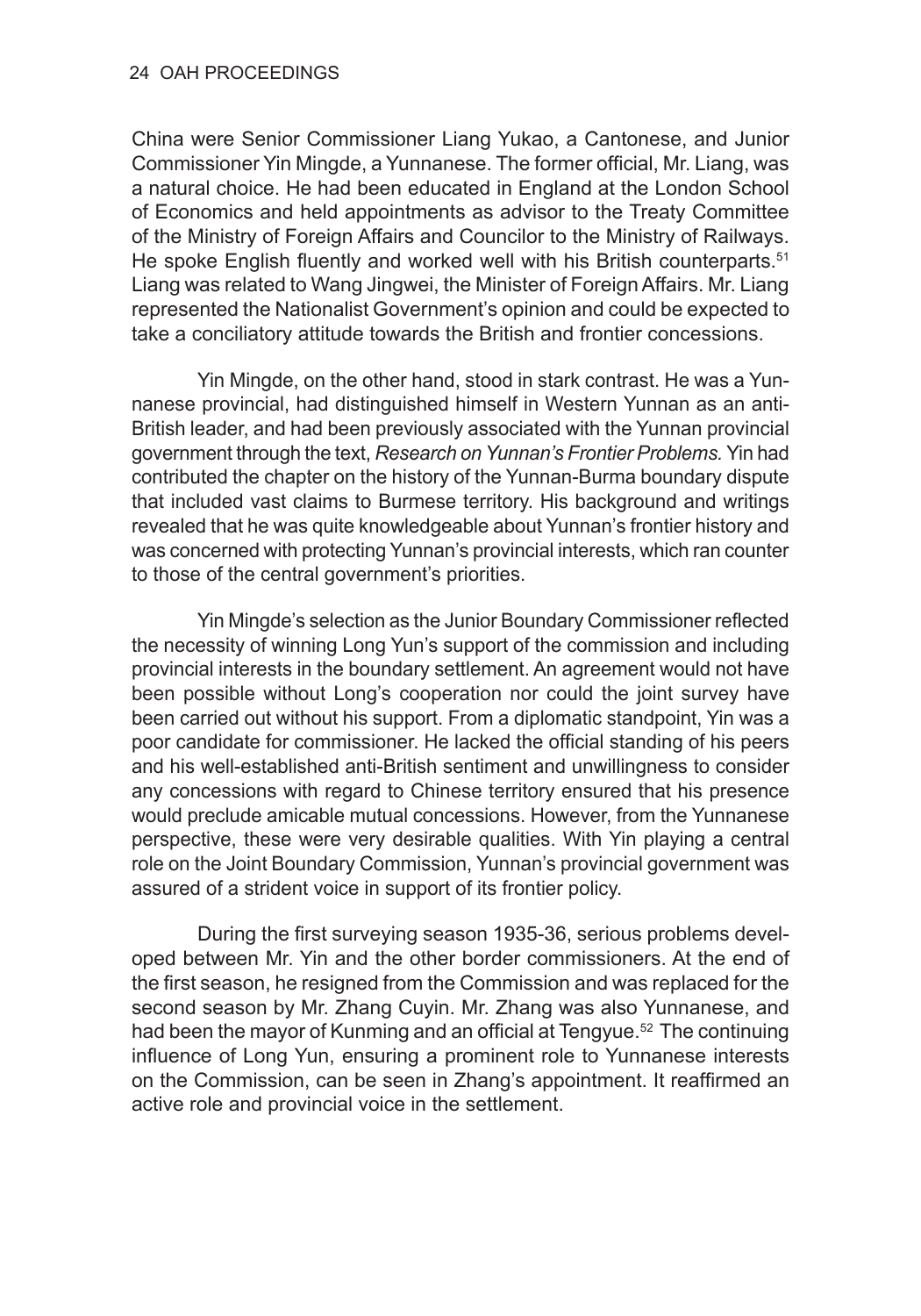China were Senior Commissioner Liang Yukao, a Cantonese, and Junior Commissioner Yin Mingde, a Yunnanese. The former official, Mr. Liang, was a natural choice. He had been educated in England at the London School of Economics and held appointments as advisor to the Treaty Committee of the Ministry of Foreign Affairs and Councilor to the Ministry of Railways. He spoke English fluently and worked well with his British counterparts.[51] Liang was related to Wang Jingwei, the Minister of Foreign Affairs. Mr. Liang represented the Nationalist Government's opinion and could be expected to take a conciliatory attitude towards the British and frontier concessions.

Yin Mingde, on the other hand, stood in stark contrast. He was a Yunnanese provincial, had distinguished himself in Western Yunnan as an anti-British leader, and had been previously associated with the Yunnan provincial government through the text, *Research on Yunnan's Frontier Problems.* Yin had contributed the chapter on the history of the Yunnan-Burma boundary dispute that included vast claims to Burmese territory. His background and writings revealed that he was quite knowledgeable about Yunnan's frontier history and was concerned with protecting Yunnan's provincial interests, which ran counter to those of the central government's priorities.

Yin Mingde's selection as the Junior Boundary Commissioner reflected the necessity of winning Long Yun's support of the commission and including provincial interests in the boundary settlement. An agreement would not have been possible without Long's cooperation nor could the joint survey have been carried out without his support. From a diplomatic standpoint, Yin was a poor candidate for commissioner. He lacked the official standing of his peers and his well-established anti-British sentiment and unwillingness to consider any concessions with regard to Chinese territory ensured that his presence would preclude amicable mutual concessions. However, from the Yunnanese perspective, these were very desirable qualities. With Yin playing a central role on the Joint Boundary Commission, Yunnan's provincial government was assured of a strident voice in support of its frontier policy.

During the first surveying season 1935-36, serious problems developed between Mr. Yin and the other border commissioners. At the end of the first season, he resigned from the Commission and was replaced for the second season by Mr. Zhang Cuyin. Mr. Zhang was also Yunnanese, and had been the mayor of Kunming and an official at Tengyue.[52] The continuing influence of Long Yun, ensuring a prominent role to Yunnanese interests on the Commission, can be seen in Zhang's appointment. It reaffirmed an active role and provincial voice in the settlement.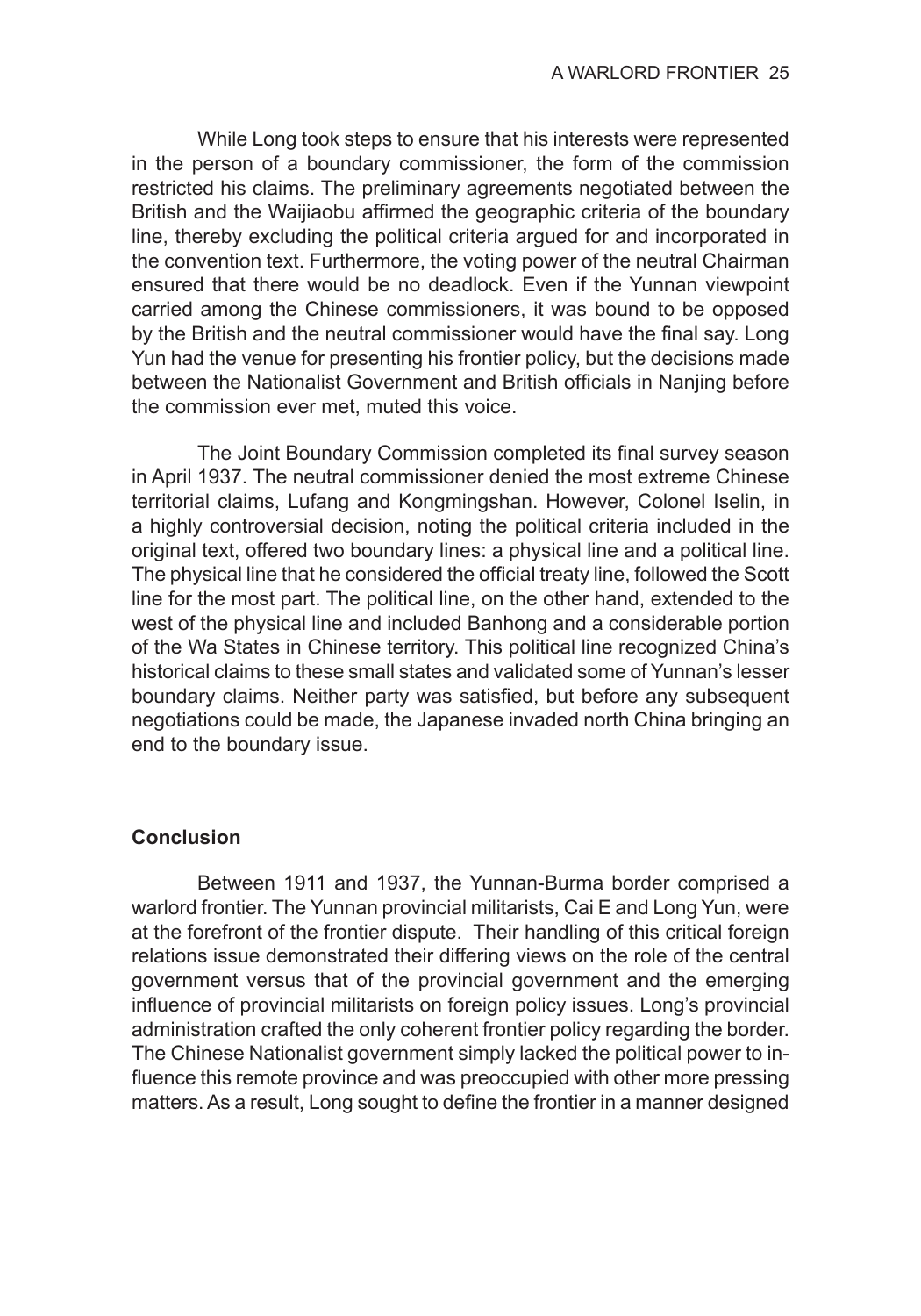While Long took steps to ensure that his interests were represented in the person of a boundary commissioner, the form of the commission restricted his claims. The preliminary agreements negotiated between the British and the Waijiaobu affirmed the geographic criteria of the boundary line, thereby excluding the political criteria argued for and incorporated in the convention text. Furthermore, the voting power of the neutral Chairman ensured that there would be no deadlock. Even if the Yunnan viewpoint carried among the Chinese commissioners, it was bound to be opposed by the British and the neutral commissioner would have the final say. Long Yun had the venue for presenting his frontier policy, but the decisions made between the Nationalist Government and British officials in Nanjing before the commission ever met, muted this voice.

The Joint Boundary Commission completed its final survey season in April 1937. The neutral commissioner denied the most extreme Chinese territorial claims, Lufang and Kongmingshan. However, Colonel Iselin, in a highly controversial decision, noting the political criteria included in the original text, offered two boundary lines: a physical line and a political line. The physical line that he considered the official treaty line, followed the Scott line for the most part. The political line, on the other hand, extended to the west of the physical line and included Banhong and a considerable portion of the Wa States in Chinese territory. This political line recognized China's historical claims to these small states and validated some of Yunnan's lesser boundary claims. Neither party was satisfied, but before any subsequent negotiations could be made, the Japanese invaded north China bringing an end to the boundary issue.

## Conclusion

Between 1911 and 1937, the Yunnan-Burma border comprised a warlord frontier. The Yunnan provincial militarists, Cai E and Long Yun, were at the forefront of the frontier dispute. Their handling of this critical foreign relations issue demonstrated their differing views on the role of the central government versus that of the provincial government and the emerging influence of provincial militarists on foreign policy issues. Long's provincial administration crafted the only coherent frontier policy regarding the border. The Chinese Nationalist government simply lacked the political power to influence this remote province and was preoccupied with other more pressing matters. As a result, Long sought to define the frontier in a manner designed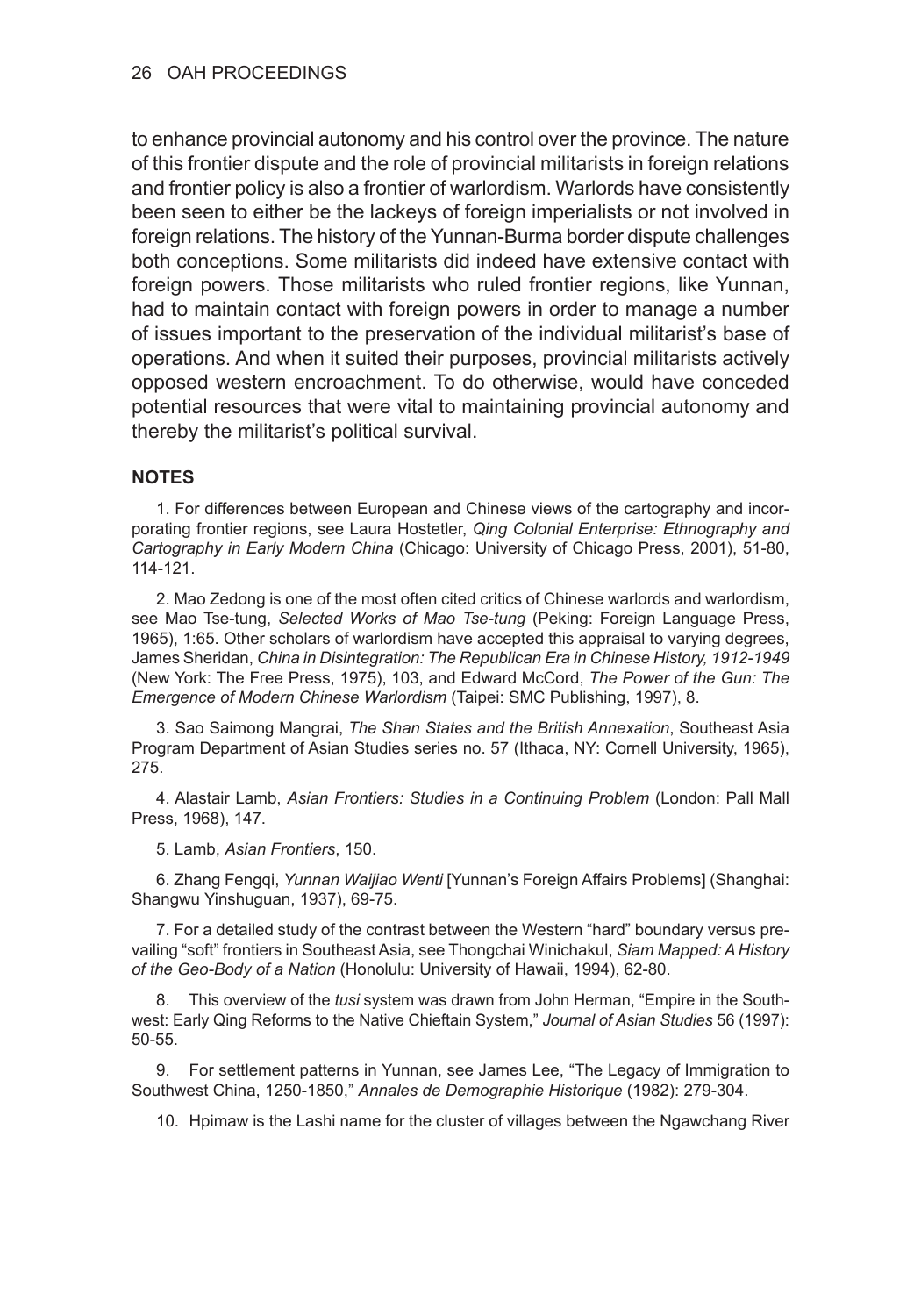to enhance provincial autonomy and his control over the province. The nature of this frontier dispute and the role of provincial militarists in foreign relations and frontier policy is also a frontier of warlordism. Warlords have consistently been seen to either be the lackeys of foreign imperialists or not involved in foreign relations. The history of the Yunnan-Burma border dispute challenges both conceptions. Some militarists did indeed have extensive contact with foreign powers. Those militarists who ruled frontier regions, like Yunnan, had to maintain contact with foreign powers in order to manage a number of issues important to the preservation of the individual militarist's base of operations. And when it suited their purposes, provincial militarists actively opposed western encroachment. To do otherwise, would have conceded potential resources that were vital to maintaining provincial autonomy and thereby the militarist's political survival.

## NOTES

1. For differences between European and Chinese views of the cartography and incorporating frontier regions, see Laura Hostetler, *Qing Colonial Enterprise: Ethnography and Cartography in Early Modern China* (Chicago: University of Chicago Press, 2001), 51-80, 114-121.

2. Mao Zedong is one of the most often cited critics of Chinese warlords and warlordism, see Mao Tse-tung, *Selected Works of Mao Tse-tung* (Peking: Foreign Language Press, 1965), 1:65. Other scholars of warlordism have accepted this appraisal to varying degrees, James Sheridan, *China in Disintegration: The Republican Era in Chinese History, 1912-1949* (New York: The Free Press, 1975), 103, and Edward McCord, *The Power of the Gun: The Emergence of Modern Chinese Warlordism* (Taipei: SMC Publishing, 1997), 8.

3. Sao Saimong Mangrai, *The Shan States and the British Annexation*, Southeast Asia Program Department of Asian Studies series no. 57 (Ithaca, NY: Cornell University, 1965), 275.

4. Alastair Lamb, *Asian Frontiers: Studies in a Continuing Problem* (London: Pall Mall Press, 1968), 147.

5. Lamb, *Asian Frontiers*, 150.

6. Zhang Fengqi, *Yunnan Waijiao Wenti* [Yunnan's Foreign Affairs Problems] (Shanghai: Shangwu Yinshuguan, 1937), 69-75.

7. For a detailed study of the contrast between the Western "hard" boundary versus prevailing "soft" frontiers in Southeast Asia, see Thongchai Winichakul, *Siam Mapped: A History of the Geo-Body of a Nation* (Honolulu: University of Hawaii, 1994), 62-80.

8. This overview of the *tusi* system was drawn from John Herman, "Empire in the Southwest: Early Qing Reforms to the Native Chieftain System," *Journal of Asian Studies* 56 (1997): 50-55.

9. For settlement patterns in Yunnan, see James Lee, "The Legacy of Immigration to Southwest China, 1250-1850," *Annales de Demographie Historique* (1982): 279-304.

10. Hpimaw is the Lashi name for the cluster of villages between the Ngawchang River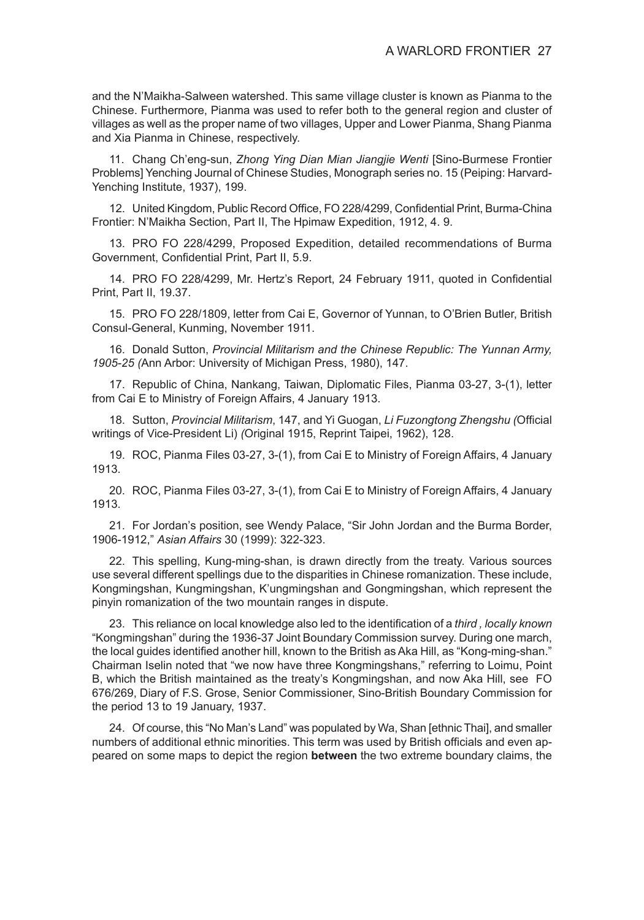and the N'Maikha-Salween watershed. This same village cluster is known as Pianma to the Chinese. Furthermore, Pianma was used to refer both to the general region and cluster of villages as well as the proper name of two villages, Upper and Lower Pianma, Shang Pianma and Xia Pianma in Chinese, respectively.

11. Chang Ch'eng-sun, *Zhong Ying Dian Mian Jiangjie Wenti* [Sino-Burmese Frontier Problems] Yenching Journal of Chinese Studies, Monograph series no. 15 (Peiping: Harvard-Yenching Institute, 1937), 199.

12. United Kingdom, Public Record Office, FO 228/4299, Confidential Print, Burma-China Frontier: N'Maikha Section, Part II, The Hpimaw Expedition, 1912, 4. 9.

13. PRO FO 228/4299, Proposed Expedition, detailed recommendations of Burma Government, Confidential Print, Part II, 5.9.

14. PRO FO 228/4299, Mr. Hertz's Report, 24 February 1911, quoted in Confidential Print, Part II, 19.37.

15. PRO FO 228/1809, letter from Cai E, Governor of Yunnan, to O'Brien Butler, British Consul-General, Kunming, November 1911.

16. Donald Sutton, *Provincial Militarism and the Chinese Republic: The Yunnan Army, 1905-25 (*Ann Arbor: University of Michigan Press, 1980), 147.

17. Republic of China, Nankang, Taiwan, Diplomatic Files, Pianma 03-27, 3-(1), letter from Cai E to Ministry of Foreign Affairs, 4 January 1913.

18. Sutton, *Provincial Militarism*, 147, and Yi Guogan, *Li Fuzongtong Zhengshu (*Official writings of Vice-President Li) *(*Original 1915, Reprint Taipei, 1962), 128.

19. ROC, Pianma Files 03-27, 3-(1), from Cai E to Ministry of Foreign Affairs, 4 January 1913.

20. ROC, Pianma Files 03-27, 3-(1), from Cai E to Ministry of Foreign Affairs, 4 January 1913.

21. For Jordan's position, see Wendy Palace, "Sir John Jordan and the Burma Border, 1906-1912," *Asian Affairs* 30 (1999): 322-323.

22. This spelling, Kung-ming-shan, is drawn directly from the treaty. Various sources use several different spellings due to the disparities in Chinese romanization. These include, Kongmingshan, Kungmingshan, K'ungmingshan and Gongmingshan, which represent the pinyin romanization of the two mountain ranges in dispute.

23. This reliance on local knowledge also led to the identification of a *third , locally known* "Kongmingshan" during the 1936-37 Joint Boundary Commission survey. During one march, the local guides identified another hill, known to the British as Aka Hill, as "Kong-ming-shan." Chairman Iselin noted that "we now have three Kongmingshans," referring to Loimu, Point B, which the British maintained as the treaty's Kongmingshan, and now Aka Hill, see FO 676/269, Diary of F.S. Grose, Senior Commissioner, Sino-British Boundary Commission for the period 13 to 19 January, 1937.

24. Of course, this "No Man's Land" was populated by Wa, Shan [ethnic Thai], and smaller numbers of additional ethnic minorities. This term was used by British officials and even appeared on some maps to depict the region **between** the two extreme boundary claims, the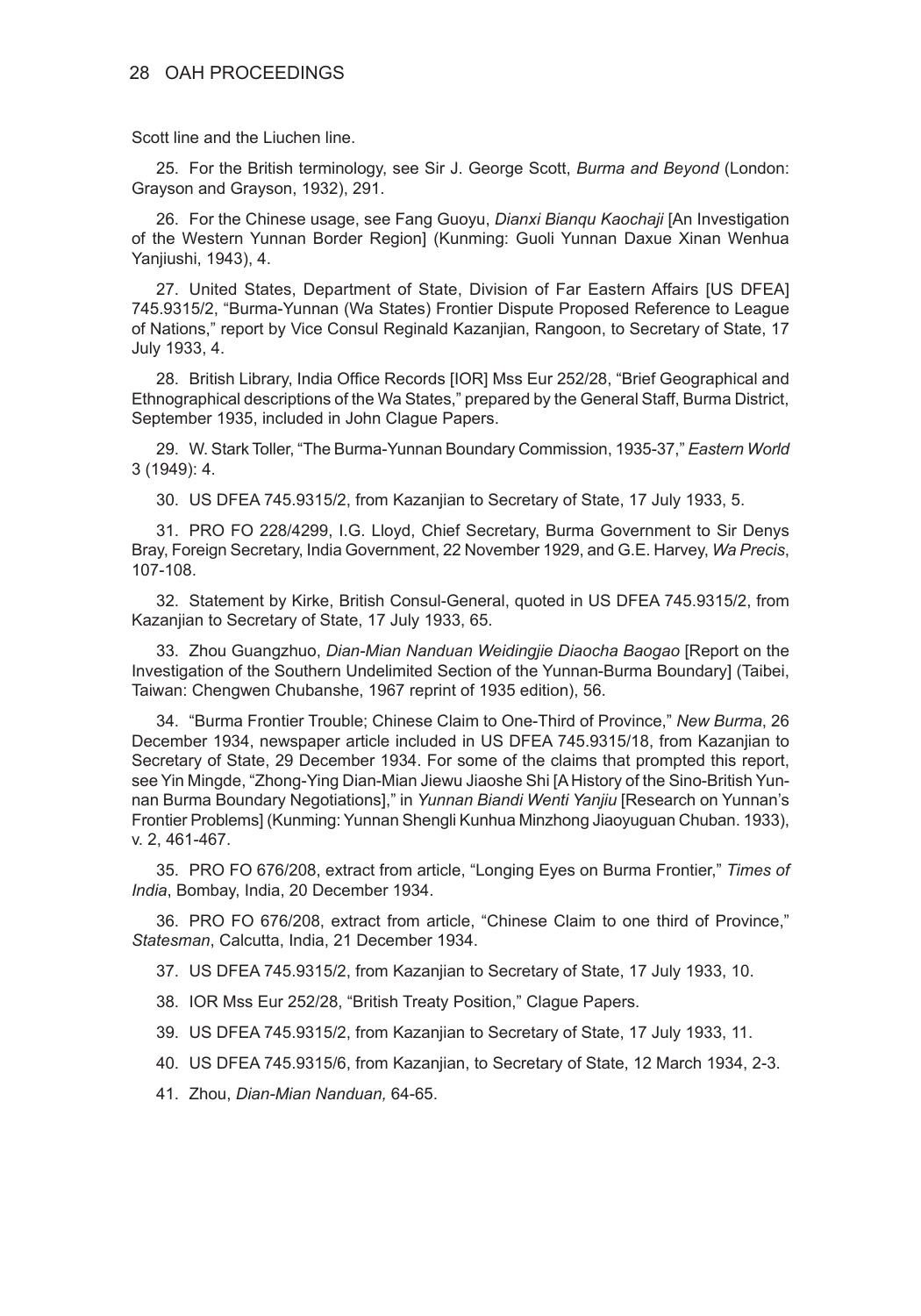Scott line and the Liuchen line.

25. For the British terminology, see Sir J. George Scott, *Burma and Beyond* (London: Grayson and Grayson, 1932), 291.

26. For the Chinese usage, see Fang Guoyu, *Dianxi Bianqu Kaochaji* [An Investigation of the Western Yunnan Border Region] (Kunming: Guoli Yunnan Daxue Xinan Wenhua Yanjiushi, 1943), 4.

27. United States, Department of State, Division of Far Eastern Affairs [US DFEA] 745.9315/2, "Burma-Yunnan (Wa States) Frontier Dispute Proposed Reference to League of Nations," report by Vice Consul Reginald Kazanjian, Rangoon, to Secretary of State, 17 July 1933, 4.

28. British Library, India Office Records [IOR] Mss Eur 252/28, "Brief Geographical and Ethnographical descriptions of the Wa States," prepared by the General Staff, Burma District, September 1935, included in John Clague Papers.

29. W. Stark Toller, "The Burma-Yunnan Boundary Commission, 1935-37," *Eastern World* 3 (1949): 4.

30. US DFEA 745.9315/2, from Kazanjian to Secretary of State, 17 July 1933, 5.

31. PRO FO 228/4299, I.G. Lloyd, Chief Secretary, Burma Government to Sir Denys Bray, Foreign Secretary, India Government, 22 November 1929, and G.E. Harvey, *Wa Precis*, 107-108.

32. Statement by Kirke, British Consul-General, quoted in US DFEA 745.9315/2, from Kazanjian to Secretary of State, 17 July 1933, 65.

33. Zhou Guangzhuo, *Dian-Mian Nanduan Weidingjie Diaocha Baogao* [Report on the Investigation of the Southern Undelimited Section of the Yunnan-Burma Boundary] (Taibei, Taiwan: Chengwen Chubanshe, 1967 reprint of 1935 edition), 56.

34. "Burma Frontier Trouble; Chinese Claim to One-Third of Province," *New Burma*, 26 December 1934, newspaper article included in US DFEA 745.9315/18, from Kazanjian to Secretary of State, 29 December 1934. For some of the claims that prompted this report, see Yin Mingde, "Zhong-Ying Dian-Mian Jiewu Jiaoshe Shi [A History of the Sino-British Yunnan Burma Boundary Negotiations]," in *Yunnan Biandi Wenti Yanjiu* [Research on Yunnan's Frontier Problems] (Kunming: Yunnan Shengli Kunhua Minzhong Jiaoyuguan Chuban. 1933), v. 2, 461-467.

35. PRO FO 676/208, extract from article, "Longing Eyes on Burma Frontier," *Times of India*, Bombay, India, 20 December 1934.

36. PRO FO 676/208, extract from article, "Chinese Claim to one third of Province," *Statesman*, Calcutta, India, 21 December 1934.

37. US DFEA 745.9315/2, from Kazanjian to Secretary of State, 17 July 1933, 10.

38. IOR Mss Eur 252/28, "British Treaty Position," Clague Papers.

39. US DFEA 745.9315/2, from Kazanjian to Secretary of State, 17 July 1933, 11.

40. US DFEA 745.9315/6, from Kazanjian, to Secretary of State, 12 March 1934, 2-3.

41. Zhou, *Dian-Mian Nanduan,* 64-65.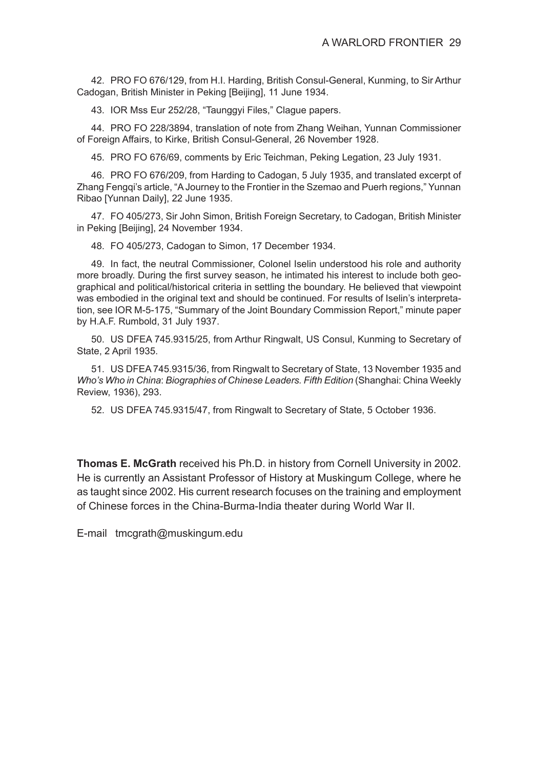42. PRO FO 676/129, from H.I. Harding, British Consul-General, Kunming, to Sir Arthur Cadogan, British Minister in Peking [Beijing], 11 June 1934.

43. IOR Mss Eur 252/28, "Taunggyi Files," Clague papers.

44. PRO FO 228/3894, translation of note from Zhang Weihan, Yunnan Commissioner of Foreign Affairs, to Kirke, British Consul-General, 26 November 1928.

45. PRO FO 676/69, comments by Eric Teichman, Peking Legation, 23 July 1931.

46. PRO FO 676/209, from Harding to Cadogan, 5 July 1935, and translated excerpt of Zhang Fengqi's article, "A Journey to the Frontier in the Szemao and Puerh regions," Yunnan Ribao [Yunnan Daily], 22 June 1935.

47. FO 405/273, Sir John Simon, British Foreign Secretary, to Cadogan, British Minister in Peking [Beijing], 24 November 1934.

48. FO 405/273, Cadogan to Simon, 17 December 1934.

49. In fact, the neutral Commissioner, Colonel Iselin understood his role and authority more broadly. During the first survey season, he intimated his interest to include both geographical and political/historical criteria in settling the boundary. He believed that viewpoint was embodied in the original text and should be continued. For results of Iselin's interpretation, see IOR M-5-175, "Summary of the Joint Boundary Commission Report," minute paper by H.A.F. Rumbold, 31 July 1937.

50. US DFEA 745.9315/25, from Arthur Ringwalt, US Consul, Kunming to Secretary of State, 2 April 1935.

51. US DFEA 745.9315/36, from Ringwalt to Secretary of State, 13 November 1935 and *Who's Who in China*: *Biographies of Chinese Leaders. Fifth Edition* (Shanghai: China Weekly Review, 1936), 293.

52. US DFEA 745.9315/47, from Ringwalt to Secretary of State, 5 October 1936.

**Thomas E. McGrath** received his Ph.D. in history from Cornell University in 2002. He is currently an Assistant Professor of History at Muskingum College, where he as taught since 2002. His current research focuses on the training and employment of Chinese forces in the China-Burma-India theater during World War II.

E-mail tmcgrath@muskingum.edu